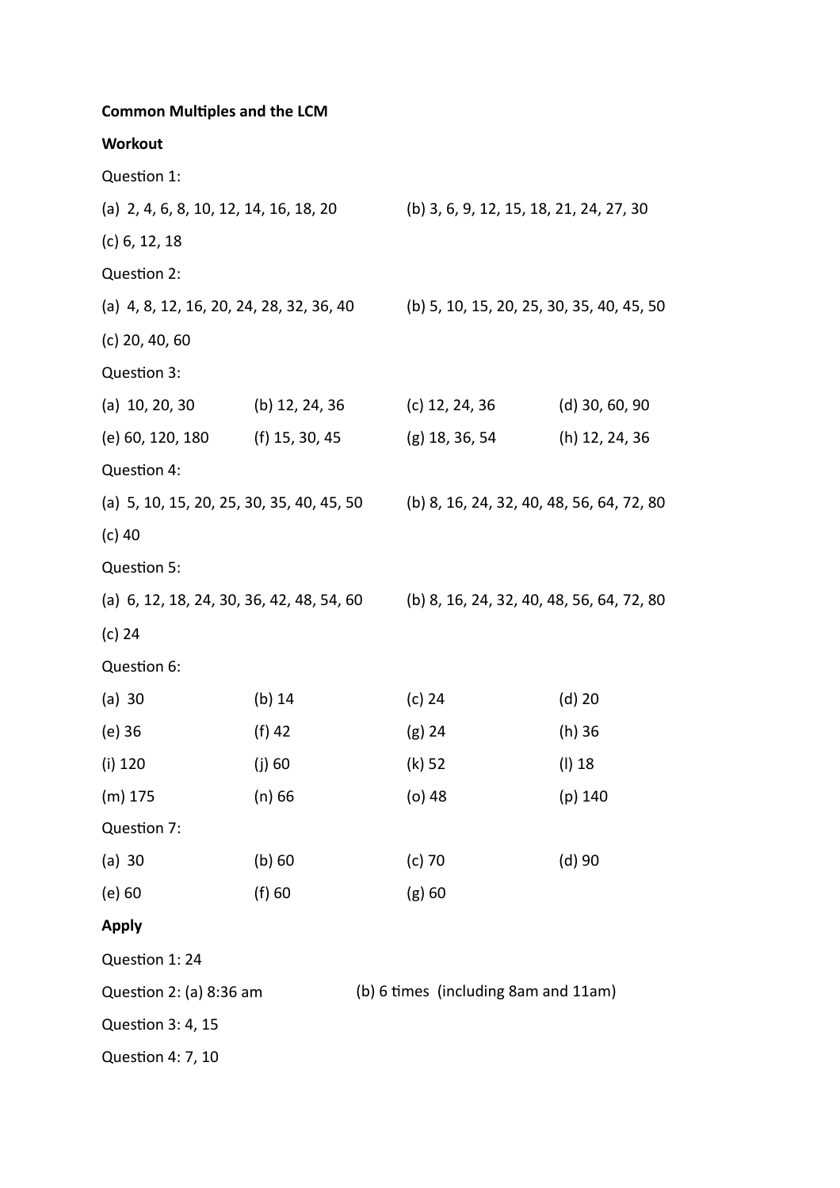**Common Multiples and the LCM**

**Workout**

Question 1:

(a) 2, 4, 6, 8, 10, 12, 14, 16, 18, 20

(b) 3, 6, 9, 12, 15, 18, 21, 24, 27, 30

(c) 6, 12, 18

Question 2:

(a) 4, 8, 12, 16, 20, 24, 28, 32, 36, 40

(b) 5, 10, 15, 20, 25, 30, 35, 40, 45, 50

(c) 20, 40, 60

Question 3:

(a) 10, 20, 30

(b) 12, 24, 36

(c) 12, 24, 36

(d) 30, 60, 90

(e) 60, 120, 180

(f) 15, 30, 45

(g) 18, 36, 54

(h) 12, 24, 36

Question 4:

(a) 5, 10, 15, 20, 25, 30, 35, 40, 45, 50

(b) 8, 16, 24, 32, 40, 48, 56, 64, 72, 80

(c) 40

Question 5:

(a) 6, 12, 18, 24, 30, 36, 42, 48, 54, 60

(b) 8, 16, 24, 32, 40, 48, 56, 64, 72, 80

(c) 24

Question 6:

(a) 30

(b) 14

(c) 24

(d) 20

(e) 36

(f) 42

(g) 24

(h) 36

(i) 120

(j) 60

(k) 52

(l) 18

(m) 175

(n) 66

(o) 48

(p) 140

Question 7:

(a) 30

(b) 60

(c) 70

(d) 90

(e) 60

(f) 60

(g) 60

**Apply**

Question 1: 24

Question 2: (a) 8:36 am

(b) 6 times (including 8am and 11am)

Question 3: 4, 15

Question 4: 7, 10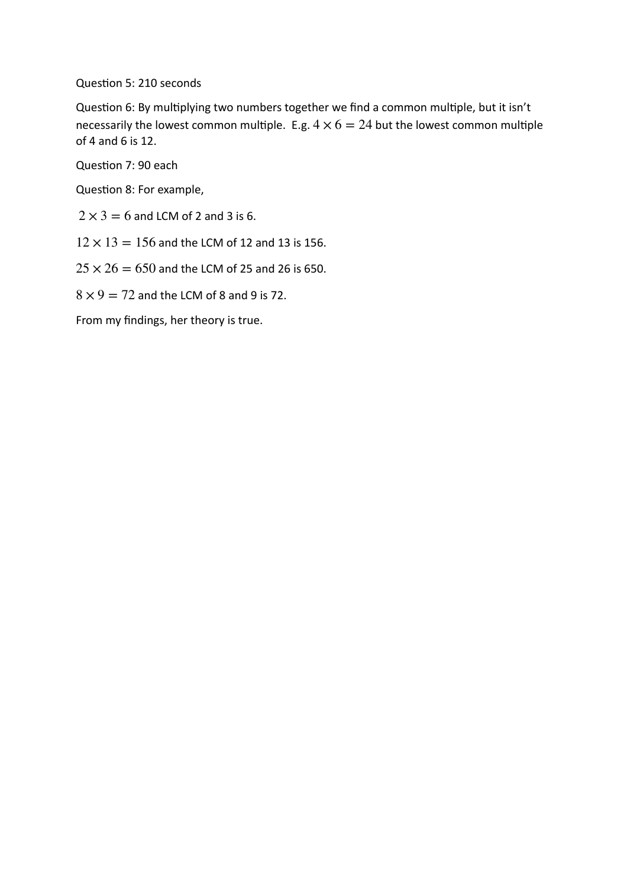Question 5: 210 seconds

Question 6: By multiplying two numbers together we find a common multiple, but it isn't necessarily the lowest common multiple. E.g. $4 \times 6 = 24$ but the lowest common multiple of 4 and 6 is 12.

Question 7: 90 each

Question 8: For example,

$2 \times 3 = 6$ and LCM of 2 and 3 is 6.

$12 \times 13 = 156$ and the LCM of 12 and 13 is 156.

$25 \times 26 = 650$ and the LCM of 25 and 26 is 650.

$8 \times 9 = 72$ and the LCM of 8 and 9 is 72.

From my findings, her theory is true.